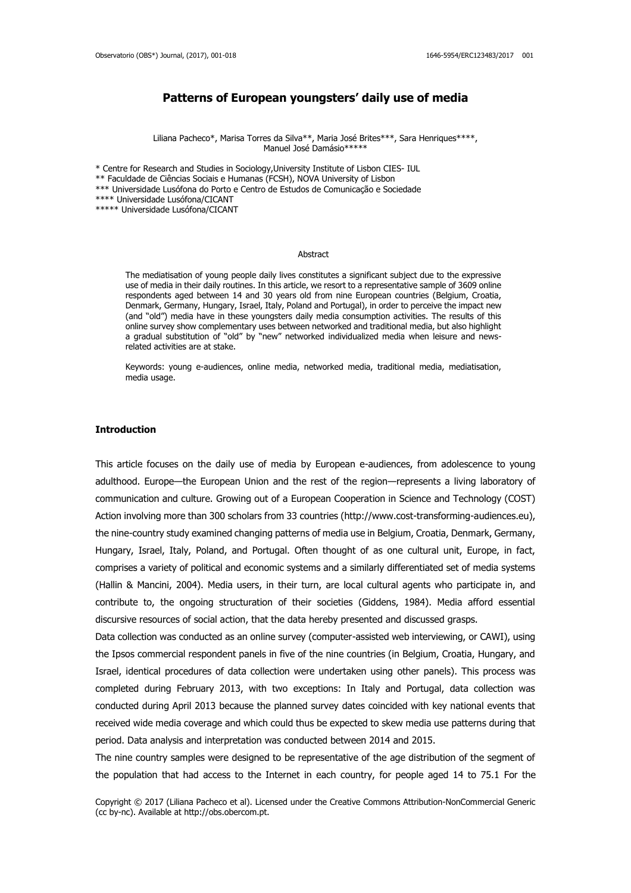# Patterns of European youngsters' daily use of media

Liliana Pacheco*, Marisa Torres da Silva**, Maria José Brites***, Sara Henriques****, Manuel José Damásio*****

\* Centre for Research and Studies in Sociology,University Institute of Lisbon CIES- IUL
\** Faculdade de Ciências Sociais e Humanas (FCSH), NOVA University of Lisbon
\*** Universidade Lusófona do Porto e Centro de Estudos de Comunicação e Sociedade
\**** Universidade Lusófona/CICANT
\***** Universidade Lusófona/CICANT

## Abstract

The mediatisation of young people daily lives constitutes a significant subject due to the expressive use of media in their daily routines. In this article, we resort to a representative sample of 3609 online respondents aged between 14 and 30 years old from nine European countries (Belgium, Croatia, Denmark, Germany, Hungary, Israel, Italy, Poland and Portugal), in order to perceive the impact new (and "old") media have in these youngsters daily media consumption activities. The results of this online survey show complementary uses between networked and traditional media, but also highlight a gradual substitution of "old" by "new" networked individualized media when leisure and news-related activities are at stake.

Keywords: young e-audiences, online media, networked media, traditional media, mediatisation, media usage.

## Introduction

This article focuses on the daily use of media by European e-audiences, from adolescence to young adulthood. Europe—the European Union and the rest of the region—represents a living laboratory of communication and culture. Growing out of a European Cooperation in Science and Technology (COST) Action involving more than 300 scholars from 33 countries (http://www.cost-transforming-audiences.eu), the nine-country study examined changing patterns of media use in Belgium, Croatia, Denmark, Germany, Hungary, Israel, Italy, Poland, and Portugal. Often thought of as one cultural unit, Europe, in fact, comprises a variety of political and economic systems and a similarly differentiated set of media systems (Hallin & Mancini, 2004). Media users, in their turn, are local cultural agents who participate in, and contribute to, the ongoing structuration of their societies (Giddens, 1984). Media afford essential discursive resources of social action, that the data hereby presented and discussed grasps.

Data collection was conducted as an online survey (computer-assisted web interviewing, or CAWI), using the Ipsos commercial respondent panels in five of the nine countries (in Belgium, Croatia, Hungary, and Israel, identical procedures of data collection were undertaken using other panels). This process was completed during February 2013, with two exceptions: In Italy and Portugal, data collection was conducted during April 2013 because the planned survey dates coincided with key national events that received wide media coverage and which could thus be expected to skew media use patterns during that period. Data analysis and interpretation was conducted between 2014 and 2015.

The nine country samples were designed to be representative of the age distribution of the segment of the population that had access to the Internet in each country, for people aged 14 to 75.[1] For the

Copyright © 2017 (Liliana Pacheco et al). Licensed under the Creative Commons Attribution-NonCommercial Generic (cc by-nc). Available at http://obs.obercom.pt.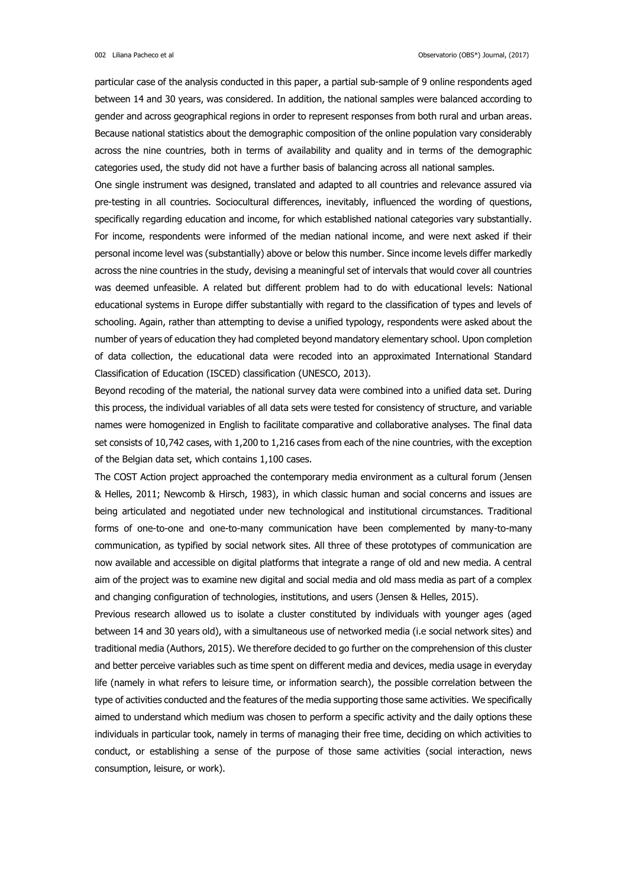particular case of the analysis conducted in this paper, a partial sub-sample of 9 online respondents aged between 14 and 30 years, was considered. In addition, the national samples were balanced according to gender and across geographical regions in order to represent responses from both rural and urban areas. Because national statistics about the demographic composition of the online population vary considerably across the nine countries, both in terms of availability and quality and in terms of the demographic categories used, the study did not have a further basis of balancing across all national samples.

One single instrument was designed, translated and adapted to all countries and relevance assured via pre-testing in all countries. Sociocultural differences, inevitably, influenced the wording of questions, specifically regarding education and income, for which established national categories vary substantially. For income, respondents were informed of the median national income, and were next asked if their personal income level was (substantially) above or below this number. Since income levels differ markedly across the nine countries in the study, devising a meaningful set of intervals that would cover all countries was deemed unfeasible. A related but different problem had to do with educational levels: National educational systems in Europe differ substantially with regard to the classification of types and levels of schooling. Again, rather than attempting to devise a unified typology, respondents were asked about the number of years of education they had completed beyond mandatory elementary school. Upon completion of data collection, the educational data were recoded into an approximated International Standard Classification of Education (ISCED) classification (UNESCO, 2013).

Beyond recoding of the material, the national survey data were combined into a unified data set. During this process, the individual variables of all data sets were tested for consistency of structure, and variable names were homogenized in English to facilitate comparative and collaborative analyses. The final data set consists of 10,742 cases, with 1,200 to 1,216 cases from each of the nine countries, with the exception of the Belgian data set, which contains 1,100 cases.

The COST Action project approached the contemporary media environment as a cultural forum (Jensen & Helles, 2011; Newcomb & Hirsch, 1983), in which classic human and social concerns and issues are being articulated and negotiated under new technological and institutional circumstances. Traditional forms of one-to-one and one-to-many communication have been complemented by many-to-many communication, as typified by social network sites. All three of these prototypes of communication are now available and accessible on digital platforms that integrate a range of old and new media. A central aim of the project was to examine new digital and social media and old mass media as part of a complex and changing configuration of technologies, institutions, and users (Jensen & Helles, 2015).

Previous research allowed us to isolate a cluster constituted by individuals with younger ages (aged between 14 and 30 years old), with a simultaneous use of networked media (i.e social network sites) and traditional media (Authors, 2015). We therefore decided to go further on the comprehension of this cluster and better perceive variables such as time spent on different media and devices, media usage in everyday life (namely in what refers to leisure time, or information search), the possible correlation between the type of activities conducted and the features of the media supporting those same activities. We specifically aimed to understand which medium was chosen to perform a specific activity and the daily options these individuals in particular took, namely in terms of managing their free time, deciding on which activities to conduct, or establishing a sense of the purpose of those same activities (social interaction, news consumption, leisure, or work).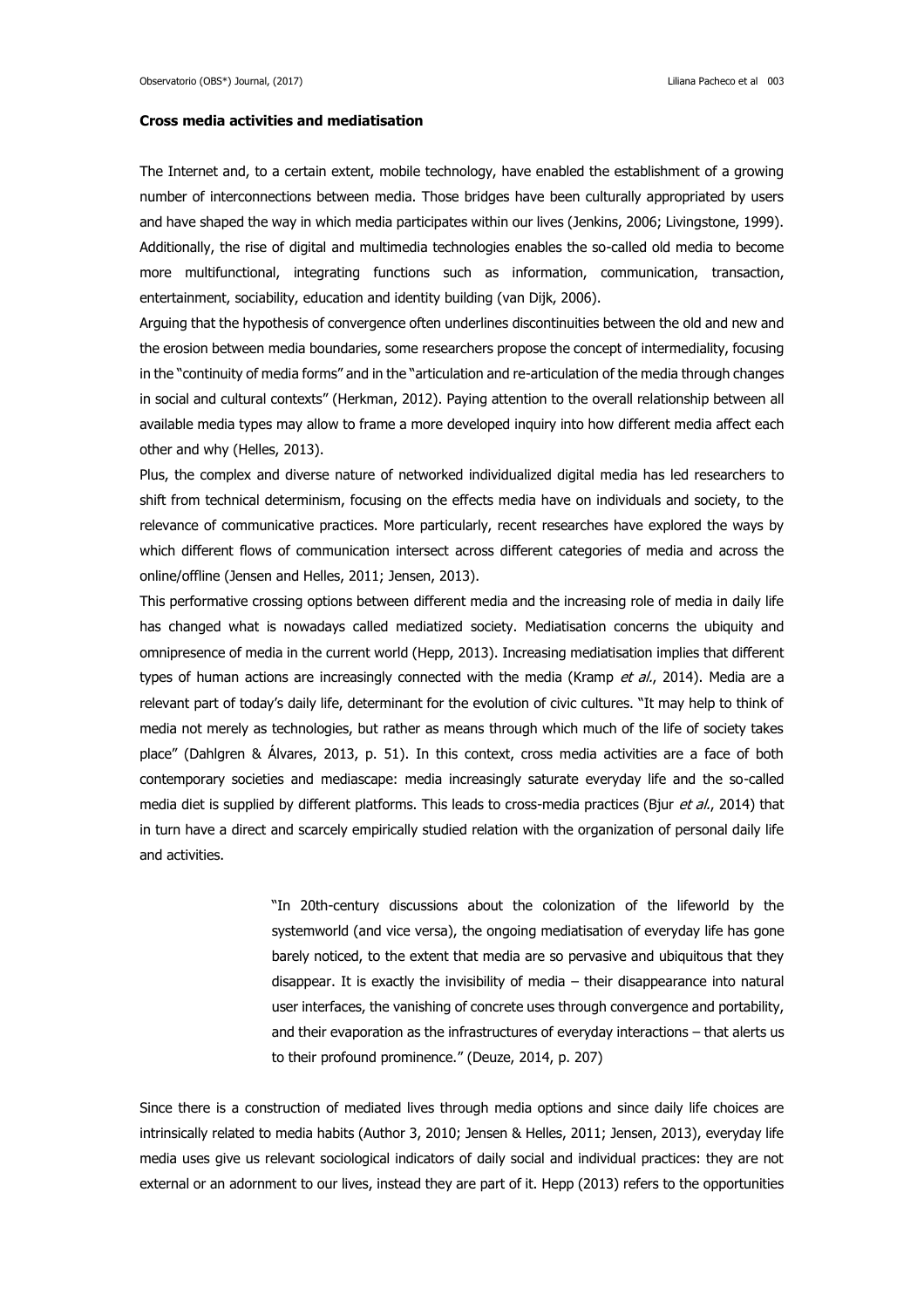**Cross media activities and mediatisation**

The Internet and, to a certain extent, mobile technology, have enabled the establishment of a growing number of interconnections between media. Those bridges have been culturally appropriated by users and have shaped the way in which media participates within our lives (Jenkins, 2006; Livingstone, 1999). Additionally, the rise of digital and multimedia technologies enables the so-called old media to become more multifunctional, integrating functions such as information, communication, transaction, entertainment, sociability, education and identity building (van Dijk, 2006).

Arguing that the hypothesis of convergence often underlines discontinuities between the old and new and the erosion between media boundaries, some researchers propose the concept of intermediality, focusing in the "continuity of media forms" and in the "articulation and re-articulation of the media through changes in social and cultural contexts" (Herkman, 2012). Paying attention to the overall relationship between all available media types may allow to frame a more developed inquiry into how different media affect each other and why (Helles, 2013).

Plus, the complex and diverse nature of networked individualized digital media has led researchers to shift from technical determinism, focusing on the effects media have on individuals and society, to the relevance of communicative practices. More particularly, recent researches have explored the ways by which different flows of communication intersect across different categories of media and across the online/offline (Jensen and Helles, 2011; Jensen, 2013).

This performative crossing options between different media and the increasing role of media in daily life has changed what is nowadays called mediatized society. Mediatisation concerns the ubiquity and omnipresence of media in the current world (Hepp, 2013). Increasing mediatisation implies that different types of human actions are increasingly connected with the media (Kramp *et al.*, 2014). Media are a relevant part of today's daily life, determinant for the evolution of civic cultures. "It may help to think of media not merely as technologies, but rather as means through which much of the life of society takes place" (Dahlgren & Álvares, 2013, p. 51). In this context, cross media activities are a face of both contemporary societies and mediascape: media increasingly saturate everyday life and the so-called media diet is supplied by different platforms. This leads to cross-media practices (Bjur *et al.*, 2014) that in turn have a direct and scarcely empirically studied relation with the organization of personal daily life and activities.

> "In 20th-century discussions about the colonization of the lifeworld by the systemworld (and vice versa), the ongoing mediatisation of everyday life has gone barely noticed, to the extent that media are so pervasive and ubiquitous that they disappear. It is exactly the invisibility of media – their disappearance into natural user interfaces, the vanishing of concrete uses through convergence and portability, and their evaporation as the infrastructures of everyday interactions – that alerts us to their profound prominence." (Deuze, 2014, p. 207)

Since there is a construction of mediated lives through media options and since daily life choices are intrinsically related to media habits (Author 3, 2010; Jensen & Helles, 2011; Jensen, 2013), everyday life media uses give us relevant sociological indicators of daily social and individual practices: they are not external or an adornment to our lives, instead they are part of it. Hepp (2013) refers to the opportunities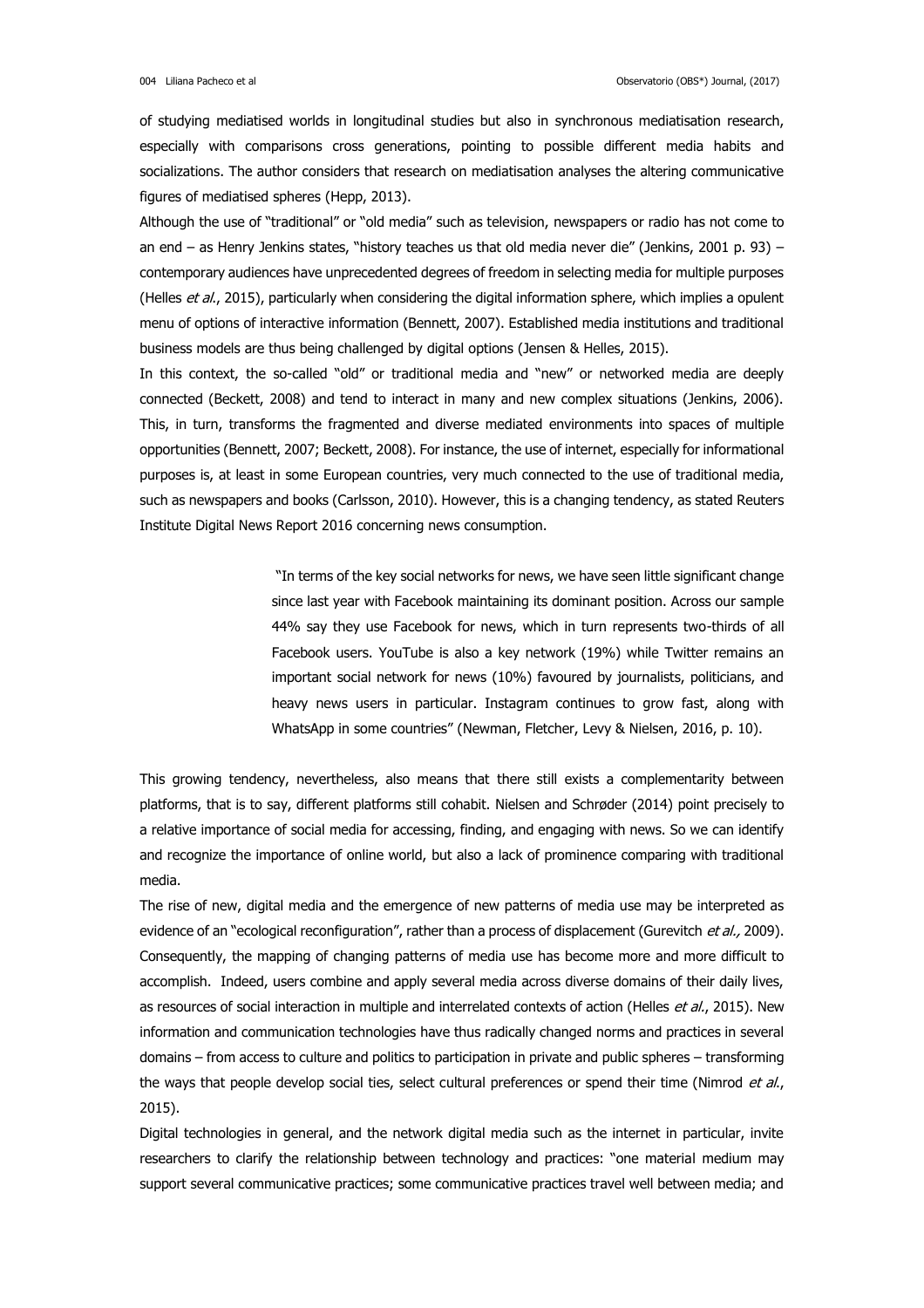of studying mediatised worlds in longitudinal studies but also in synchronous mediatisation research, especially with comparisons cross generations, pointing to possible different media habits and socializations. The author considers that research on mediatisation analyses the altering communicative figures of mediatised spheres (Hepp, 2013).

Although the use of "traditional" or "old media" such as television, newspapers or radio has not come to an end – as Henry Jenkins states, "history teaches us that old media never die" (Jenkins, 2001 p. 93) – contemporary audiences have unprecedented degrees of freedom in selecting media for multiple purposes (Helles *et al.*, 2015), particularly when considering the digital information sphere, which implies a opulent menu of options of interactive information (Bennett, 2007). Established media institutions and traditional business models are thus being challenged by digital options (Jensen & Helles, 2015).

In this context, the so-called "old" or traditional media and "new" or networked media are deeply connected (Beckett, 2008) and tend to interact in many and new complex situations (Jenkins, 2006). This, in turn, transforms the fragmented and diverse mediated environments into spaces of multiple opportunities (Bennett, 2007; Beckett, 2008). For instance, the use of internet, especially for informational purposes is, at least in some European countries, very much connected to the use of traditional media, such as newspapers and books (Carlsson, 2010). However, this is a changing tendency, as stated Reuters Institute Digital News Report 2016 concerning news consumption.

> "In terms of the key social networks for news, we have seen little significant change since last year with Facebook maintaining its dominant position. Across our sample 44% say they use Facebook for news, which in turn represents two-thirds of all Facebook users. YouTube is also a key network (19%) while Twitter remains an important social network for news (10%) favoured by journalists, politicians, and heavy news users in particular. Instagram continues to grow fast, along with WhatsApp in some countries" (Newman, Fletcher, Levy & Nielsen, 2016, p. 10).

This growing tendency, nevertheless, also means that there still exists a complementarity between platforms, that is to say, different platforms still cohabit. Nielsen and Schrøder (2014) point precisely to a relative importance of social media for accessing, finding, and engaging with news. So we can identify and recognize the importance of online world, but also a lack of prominence comparing with traditional media.

The rise of new, digital media and the emergence of new patterns of media use may be interpreted as evidence of an "ecological reconfiguration", rather than a process of displacement (Gurevitch *et al.,* 2009). Consequently, the mapping of changing patterns of media use has become more and more difficult to accomplish. Indeed, users combine and apply several media across diverse domains of their daily lives, as resources of social interaction in multiple and interrelated contexts of action (Helles *et al.*, 2015). New information and communication technologies have thus radically changed norms and practices in several domains – from access to culture and politics to participation in private and public spheres – transforming the ways that people develop social ties, select cultural preferences or spend their time (Nimrod *et al.*, 2015).

Digital technologies in general, and the network digital media such as the internet in particular, invite researchers to clarify the relationship between technology and practices: "one material medium may support several communicative practices; some communicative practices travel well between media; and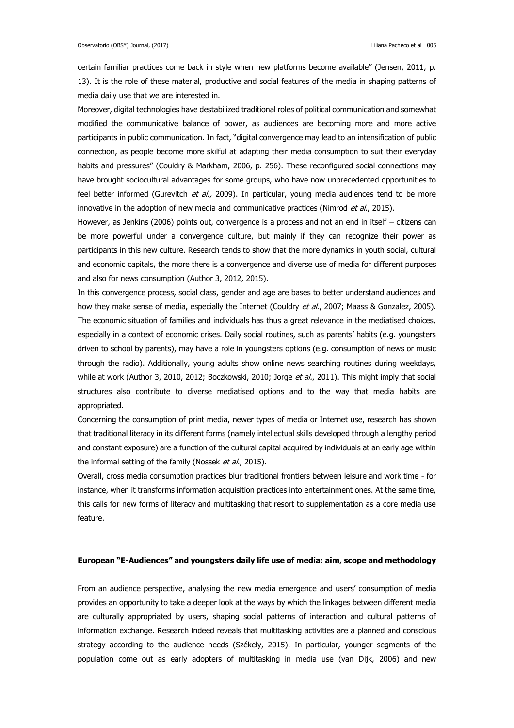certain familiar practices come back in style when new platforms become available" (Jensen, 2011, p. 13). It is the role of these material, productive and social features of the media in shaping patterns of media daily use that we are interested in.

Moreover, digital technologies have destabilized traditional roles of political communication and somewhat modified the communicative balance of power, as audiences are becoming more and more active participants in public communication. In fact, "digital convergence may lead to an intensification of public connection, as people become more skilful at adapting their media consumption to suit their everyday habits and pressures" (Couldry & Markham, 2006, p. 256). These reconfigured social connections may have brought sociocultural advantages for some groups, who have now unprecedented opportunities to feel better informed (Gurevitch *et al.,* 2009). In particular, young media audiences tend to be more innovative in the adoption of new media and communicative practices (Nimrod *et al.*, 2015).

However, as Jenkins (2006) points out, convergence is a process and not an end in itself – citizens can be more powerful under a convergence culture, but mainly if they can recognize their power as participants in this new culture. Research tends to show that the more dynamics in youth social, cultural and economic capitals, the more there is a convergence and diverse use of media for different purposes and also for news consumption (Author 3, 2012, 2015).

In this convergence process, social class, gender and age are bases to better understand audiences and how they make sense of media, especially the Internet (Couldry *et al.*, 2007; Maass & Gonzalez, 2005). The economic situation of families and individuals has thus a great relevance in the mediatised choices, especially in a context of economic crises. Daily social routines, such as parents' habits (e.g. youngsters driven to school by parents), may have a role in youngsters options (e.g. consumption of news or music through the radio). Additionally, young adults show online news searching routines during weekdays, while at work (Author 3, 2010, 2012; Boczkowski, 2010; Jorge *et al.*, 2011). This might imply that social structures also contribute to diverse mediatised options and to the way that media habits are appropriated.

Concerning the consumption of print media, newer types of media or Internet use, research has shown that traditional literacy in its different forms (namely intellectual skills developed through a lengthy period and constant exposure) are a function of the cultural capital acquired by individuals at an early age within the informal setting of the family (Nossek *et al.*, 2015).

Overall, cross media consumption practices blur traditional frontiers between leisure and work time - for instance, when it transforms information acquisition practices into entertainment ones. At the same time, this calls for new forms of literacy and multitasking that resort to supplementation as a core media use feature.

## European "E-Audiences" and youngsters daily life use of media: aim, scope and methodology

From an audience perspective, analysing the new media emergence and users' consumption of media provides an opportunity to take a deeper look at the ways by which the linkages between different media are culturally appropriated by users, shaping social patterns of interaction and cultural patterns of information exchange. Research indeed reveals that multitasking activities are a planned and conscious strategy according to the audience needs (Székely, 2015). In particular, younger segments of the population come out as early adopters of multitasking in media use (van Dijk, 2006) and new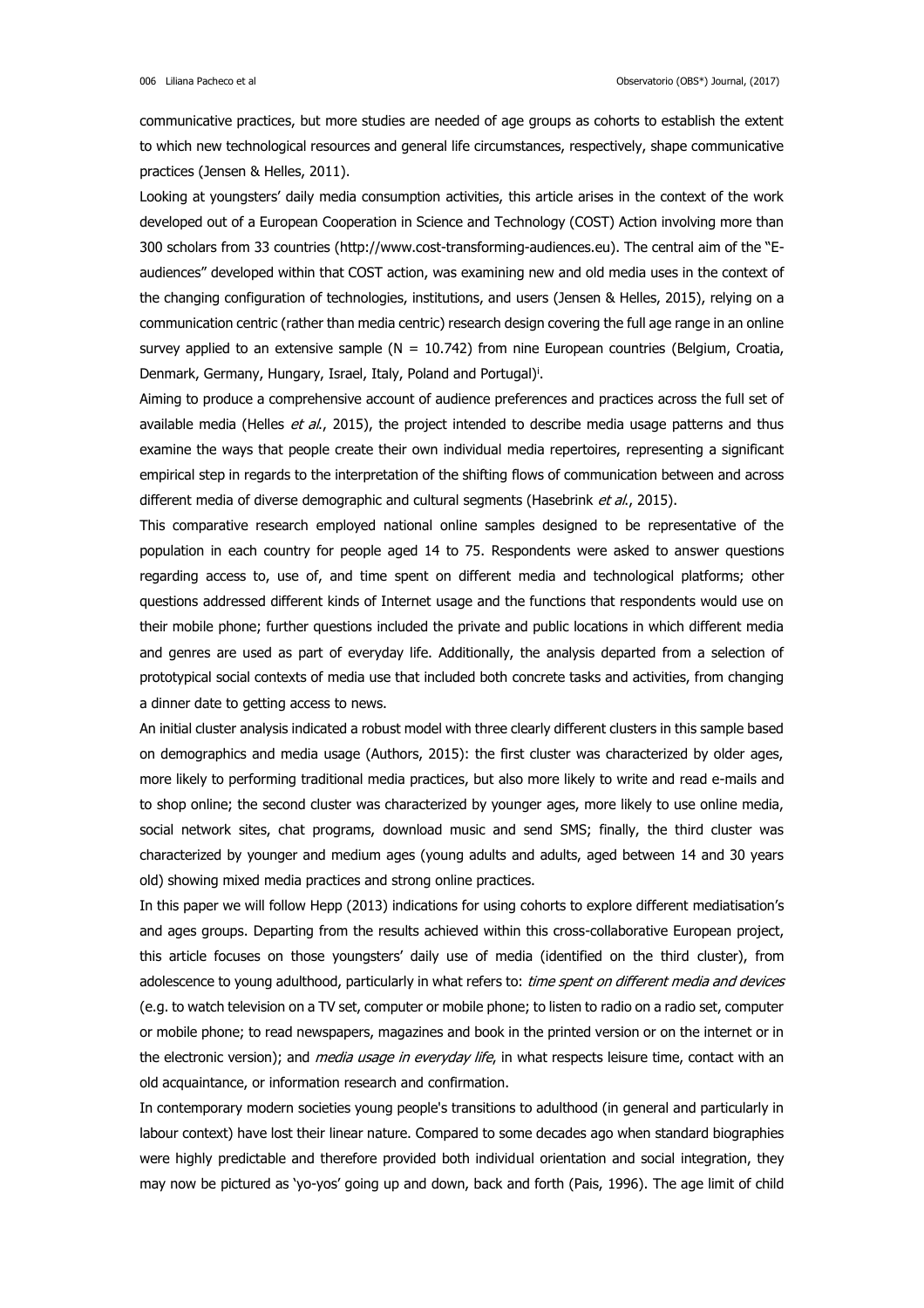communicative practices, but more studies are needed of age groups as cohorts to establish the extent to which new technological resources and general life circumstances, respectively, shape communicative practices (Jensen & Helles, 2011).

Looking at youngsters' daily media consumption activities, this article arises in the context of the work developed out of a European Cooperation in Science and Technology (COST) Action involving more than 300 scholars from 33 countries (http://www.cost-transforming-audiences.eu). The central aim of the "E-audiences" developed within that COST action, was examining new and old media uses in the context of the changing configuration of technologies, institutions, and users (Jensen & Helles, 2015), relying on a communication centric (rather than media centric) research design covering the full age range in an online survey applied to an extensive sample (N = 10.742) from nine European countries (Belgium, Croatia, Denmark, Germany, Hungary, Israel, Italy, Poland and Portugal)[i].

Aiming to produce a comprehensive account of audience preferences and practices across the full set of available media (Helles *et al.*, 2015), the project intended to describe media usage patterns and thus examine the ways that people create their own individual media repertoires, representing a significant empirical step in regards to the interpretation of the shifting flows of communication between and across different media of diverse demographic and cultural segments (Hasebrink *et al.*, 2015).

This comparative research employed national online samples designed to be representative of the population in each country for people aged 14 to 75. Respondents were asked to answer questions regarding access to, use of, and time spent on different media and technological platforms; other questions addressed different kinds of Internet usage and the functions that respondents would use on their mobile phone; further questions included the private and public locations in which different media and genres are used as part of everyday life. Additionally, the analysis departed from a selection of prototypical social contexts of media use that included both concrete tasks and activities, from changing a dinner date to getting access to news.

An initial cluster analysis indicated a robust model with three clearly different clusters in this sample based on demographics and media usage (Authors, 2015): the first cluster was characterized by older ages, more likely to performing traditional media practices, but also more likely to write and read e-mails and to shop online; the second cluster was characterized by younger ages, more likely to use online media, social network sites, chat programs, download music and send SMS; finally, the third cluster was characterized by younger and medium ages (young adults and adults, aged between 14 and 30 years old) showing mixed media practices and strong online practices.

In this paper we will follow Hepp (2013) indications for using cohorts to explore different mediatisation's and ages groups. Departing from the results achieved within this cross-collaborative European project, this article focuses on those youngsters' daily use of media (identified on the third cluster), from adolescence to young adulthood, particularly in what refers to: *time spent on different media and devices* (e.g. to watch television on a TV set, computer or mobile phone; to listen to radio on a radio set, computer or mobile phone; to read newspapers, magazines and book in the printed version or on the internet or in the electronic version); and *media usage in everyday life*, in what respects leisure time, contact with an old acquaintance, or information research and confirmation.

In contemporary modern societies young people's transitions to adulthood (in general and particularly in labour context) have lost their linear nature. Compared to some decades ago when standard biographies were highly predictable and therefore provided both individual orientation and social integration, they may now be pictured as 'yo-yos' going up and down, back and forth (Pais, 1996). The age limit of child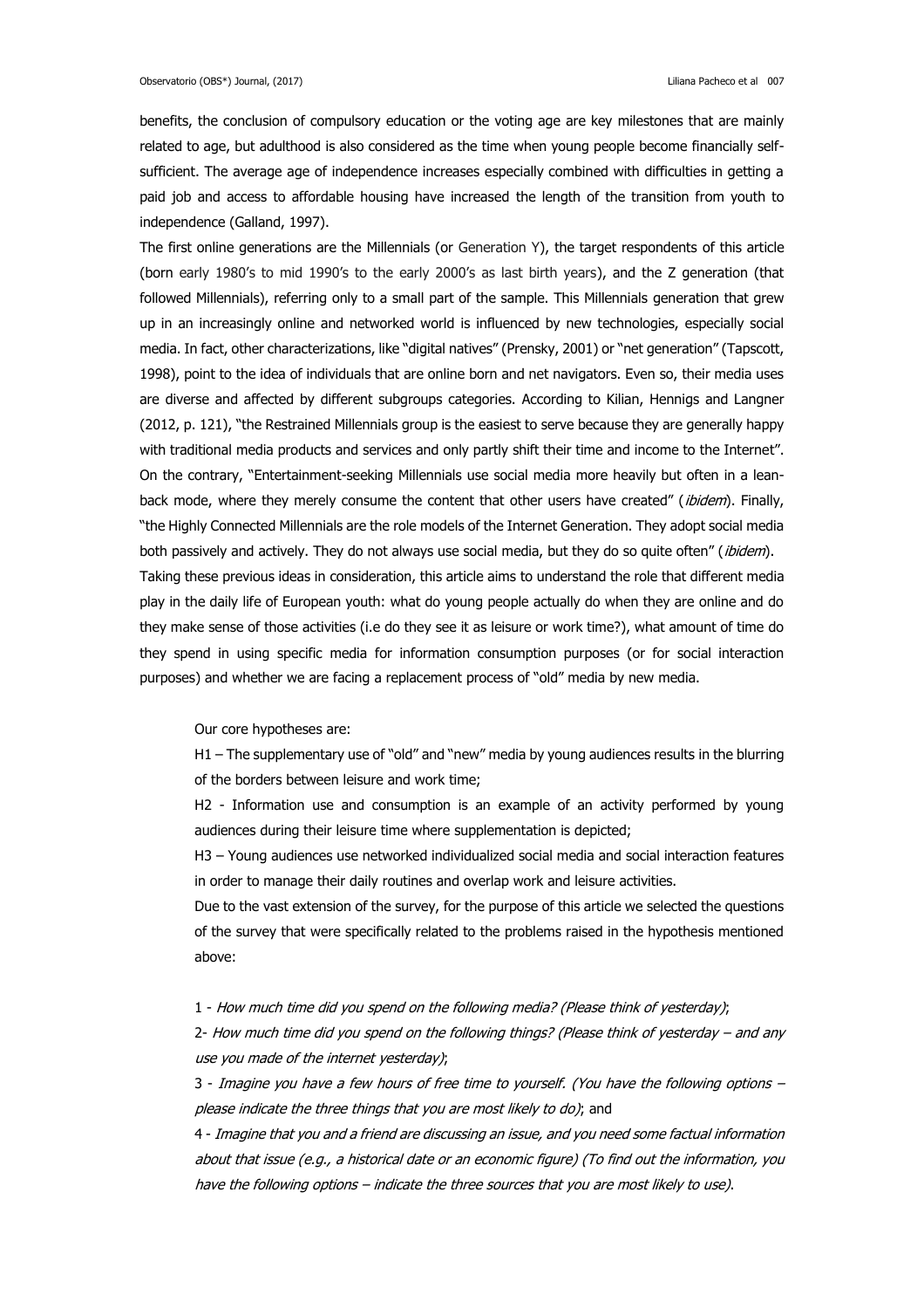benefits, the conclusion of compulsory education or the voting age are key milestones that are mainly related to age, but adulthood is also considered as the time when young people become financially self-sufficient. The average age of independence increases especially combined with difficulties in getting a paid job and access to affordable housing have increased the length of the transition from youth to independence (Galland, 1997).

The first online generations are the Millennials (or Generation Y), the target respondents of this article (born early 1980's to mid 1990's to the early 2000's as last birth years), and the Z generation (that followed Millennials), referring only to a small part of the sample. This Millennials generation that grew up in an increasingly online and networked world is influenced by new technologies, especially social media. In fact, other characterizations, like "digital natives" (Prensky, 2001) or "net generation" (Tapscott, 1998), point to the idea of individuals that are online born and net navigators. Even so, their media uses are diverse and affected by different subgroups categories. According to Kilian, Hennigs and Langner (2012, p. 121), "the Restrained Millennials group is the easiest to serve because they are generally happy with traditional media products and services and only partly shift their time and income to the Internet". On the contrary, "Entertainment-seeking Millennials use social media more heavily but often in a lean-back mode, where they merely consume the content that other users have created" (*ibidem*). Finally, "the Highly Connected Millennials are the role models of the Internet Generation. They adopt social media both passively and actively. They do not always use social media, but they do so quite often" (*ibidem*).

Taking these previous ideas in consideration, this article aims to understand the role that different media play in the daily life of European youth: what do young people actually do when they are online and do they make sense of those activities (i.e do they see it as leisure or work time?), what amount of time do they spend in using specific media for information consumption purposes (or for social interaction purposes) and whether we are facing a replacement process of "old" media by new media.

Our core hypotheses are:

H1 – The supplementary use of "old" and "new" media by young audiences results in the blurring of the borders between leisure and work time;

H2 - Information use and consumption is an example of an activity performed by young audiences during their leisure time where supplementation is depicted;

H3 – Young audiences use networked individualized social media and social interaction features in order to manage their daily routines and overlap work and leisure activities.

Due to the vast extension of the survey, for the purpose of this article we selected the questions of the survey that were specifically related to the problems raised in the hypothesis mentioned above:

1 - *How much time did you spend on the following media? (Please think of yesterday)*;

2- *How much time did you spend on the following things? (Please think of yesterday – and any use you made of the internet yesterday)*;

3 - *Imagine you have a few hours of free time to yourself. (You have the following options – please indicate the three things that you are most likely to do)*; and

4 - *Imagine that you and a friend are discussing an issue, and you need some factual information about that issue (e.g., a historical date or an economic figure) (To find out the information, you have the following options – indicate the three sources that you are most likely to use).*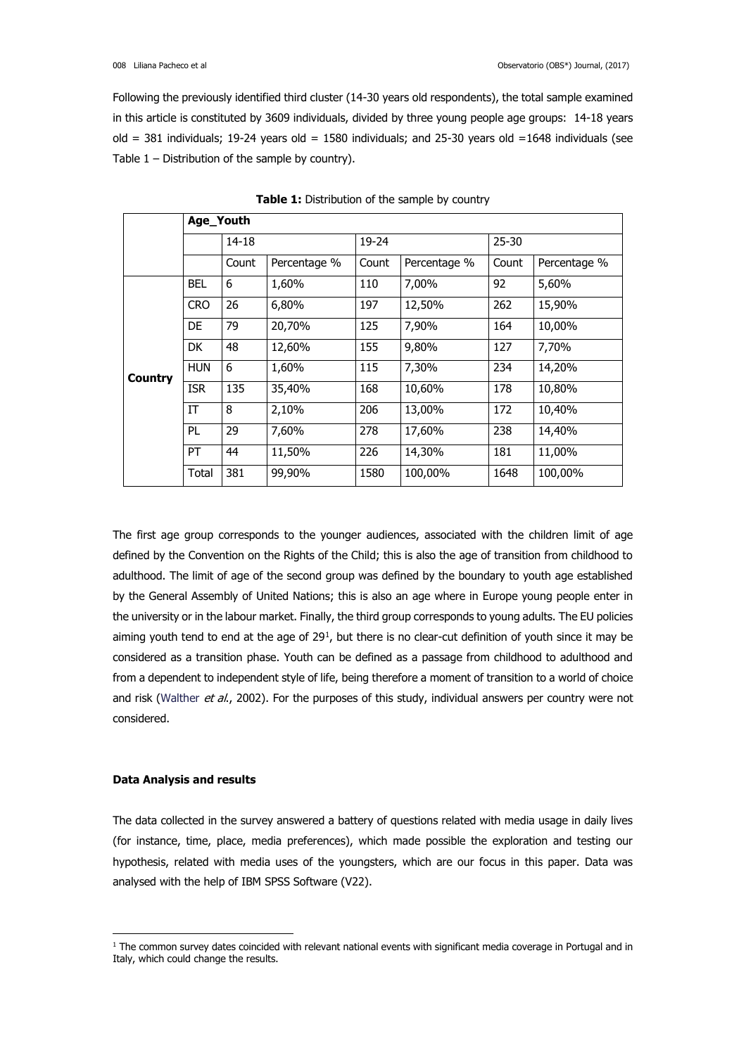Following the previously identified third cluster (14-30 years old respondents), the total sample examined in this article is constituted by 3609 individuals, divided by three young people age groups: 14-18 years old = 381 individuals; 19-24 years old = 1580 individuals; and 25-30 years old =1648 individuals (see Table 1 – Distribution of the sample by country).

**Table 1:** Distribution of the sample by country

| | **Age_Youth** | | | | | | |
|---|---|---|---|---|---|---|---|
| | | 14-18 | | 19-24 | | 25-30 | |
| | | Count | Percentage % | Count | Percentage % | Count | Percentage % |
| **Country** | BEL | 6 | 1,60% | 110 | 7,00% | 92 | 5,60% |
| | CRO | 26 | 6,80% | 197 | 12,50% | 262 | 15,90% |
| | DE | 79 | 20,70% | 125 | 7,90% | 164 | 10,00% |
| | DK | 48 | 12,60% | 155 | 9,80% | 127 | 7,70% |
| | HUN | 6 | 1,60% | 115 | 7,30% | 234 | 14,20% |
| | ISR | 135 | 35,40% | 168 | 10,60% | 178 | 10,80% |
| | IT | 8 | 2,10% | 206 | 13,00% | 172 | 10,40% |
| | PL | 29 | 7,60% | 278 | 17,60% | 238 | 14,40% |
| | PT | 44 | 11,50% | 226 | 14,30% | 181 | 11,00% |
| | Total | 381 | 99,90% | 1580 | 100,00% | 1648 | 100,00% |

The first age group corresponds to the younger audiences, associated with the children limit of age defined by the Convention on the Rights of the Child; this is also the age of transition from childhood to adulthood. The limit of age of the second group was defined by the boundary to youth age established by the General Assembly of United Nations; this is also an age where in Europe young people enter in the university or in the labour market. Finally, the third group corresponds to young adults. The EU policies aiming youth tend to end at the age of 29[1], but there is no clear-cut definition of youth since it may be considered as a transition phase. Youth can be defined as a passage from childhood to adulthood and from a dependent to independent style of life, being therefore a moment of transition to a world of choice and risk (Walther *et al.*, 2002). For the purposes of this study, individual answers per country were not considered.

## Data Analysis and results

The data collected in the survey answered a battery of questions related with media usage in daily lives (for instance, time, place, media preferences), which made possible the exploration and testing our hypothesis, related with media uses of the youngsters, which are our focus in this paper. Data was analysed with the help of IBM SPSS Software (V22).

[1] The common survey dates coincided with relevant national events with significant media coverage in Portugal and in Italy, which could change the results.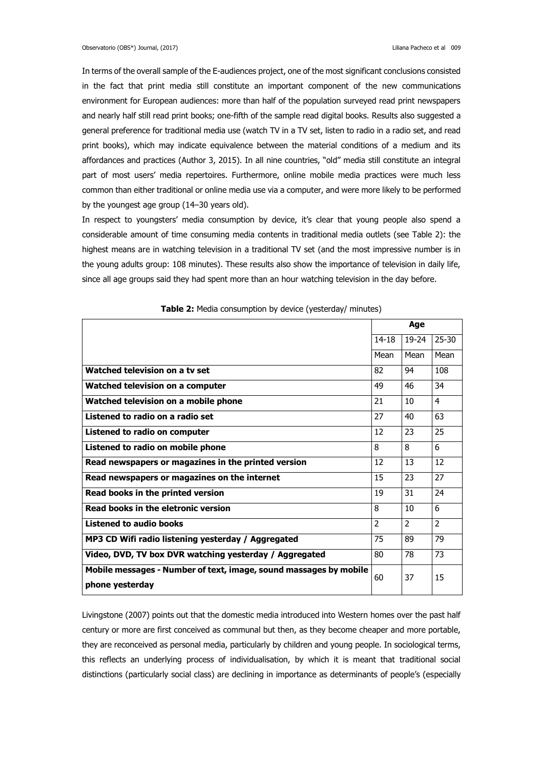In terms of the overall sample of the E-audiences project, one of the most significant conclusions consisted in the fact that print media still constitute an important component of the new communications environment for European audiences: more than half of the population surveyed read print newspapers and nearly half still read print books; one-fifth of the sample read digital books. Results also suggested a general preference for traditional media use (watch TV in a TV set, listen to radio in a radio set, and read print books), which may indicate equivalence between the material conditions of a medium and its affordances and practices (Author 3, 2015). In all nine countries, "old" media still constitute an integral part of most users' media repertoires. Furthermore, online mobile media practices were much less common than either traditional or online media use via a computer, and were more likely to be performed by the youngest age group (14–30 years old).

In respect to youngsters' media consumption by device, it's clear that young people also spend a considerable amount of time consuming media contents in traditional media outlets (see Table 2): the highest means are in watching television in a traditional TV set (and the most impressive number is in the young adults group: 108 minutes). These results also show the importance of television in daily life, since all age groups said they had spent more than an hour watching television in the day before.

**Table 2:** Media consumption by device (yesterday/ minutes)

| | Age | | |
|---|---|---|---|
| | 14-18 | 19-24 | 25-30 |
| | Mean | Mean | Mean |
| **Watched television on a tv set** | 82 | 94 | 108 |
| **Watched television on a computer** | 49 | 46 | 34 |
| **Watched television on a mobile phone** | 21 | 10 | 4 |
| **Listened to radio on a radio set** | 27 | 40 | 63 |
| **Listened to radio on computer** | 12 | 23 | 25 |
| **Listened to radio on mobile phone** | 8 | 8 | 6 |
| **Read newspapers or magazines in the printed version** | 12 | 13 | 12 |
| **Read newspapers or magazines on the internet** | 15 | 23 | 27 |
| **Read books in the printed version** | 19 | 31 | 24 |
| **Read books in the eletronic version** | 8 | 10 | 6 |
| **Listened to audio books** | 2 | 2 | 2 |
| **MP3 CD Wifi radio listening yesterday / Aggregated** | 75 | 89 | 79 |
| **Video, DVD, TV box DVR watching yesterday / Aggregated** | 80 | 78 | 73 |
| **Mobile messages - Number of text, image, sound massages by mobile phone yesterday** | 60 | 37 | 15 |

Livingstone (2007) points out that the domestic media introduced into Western homes over the past half century or more are first conceived as communal but then, as they become cheaper and more portable, they are reconceived as personal media, particularly by children and young people. In sociological terms, this reflects an underlying process of individualisation, by which it is meant that traditional social distinctions (particularly social class) are declining in importance as determinants of people's (especially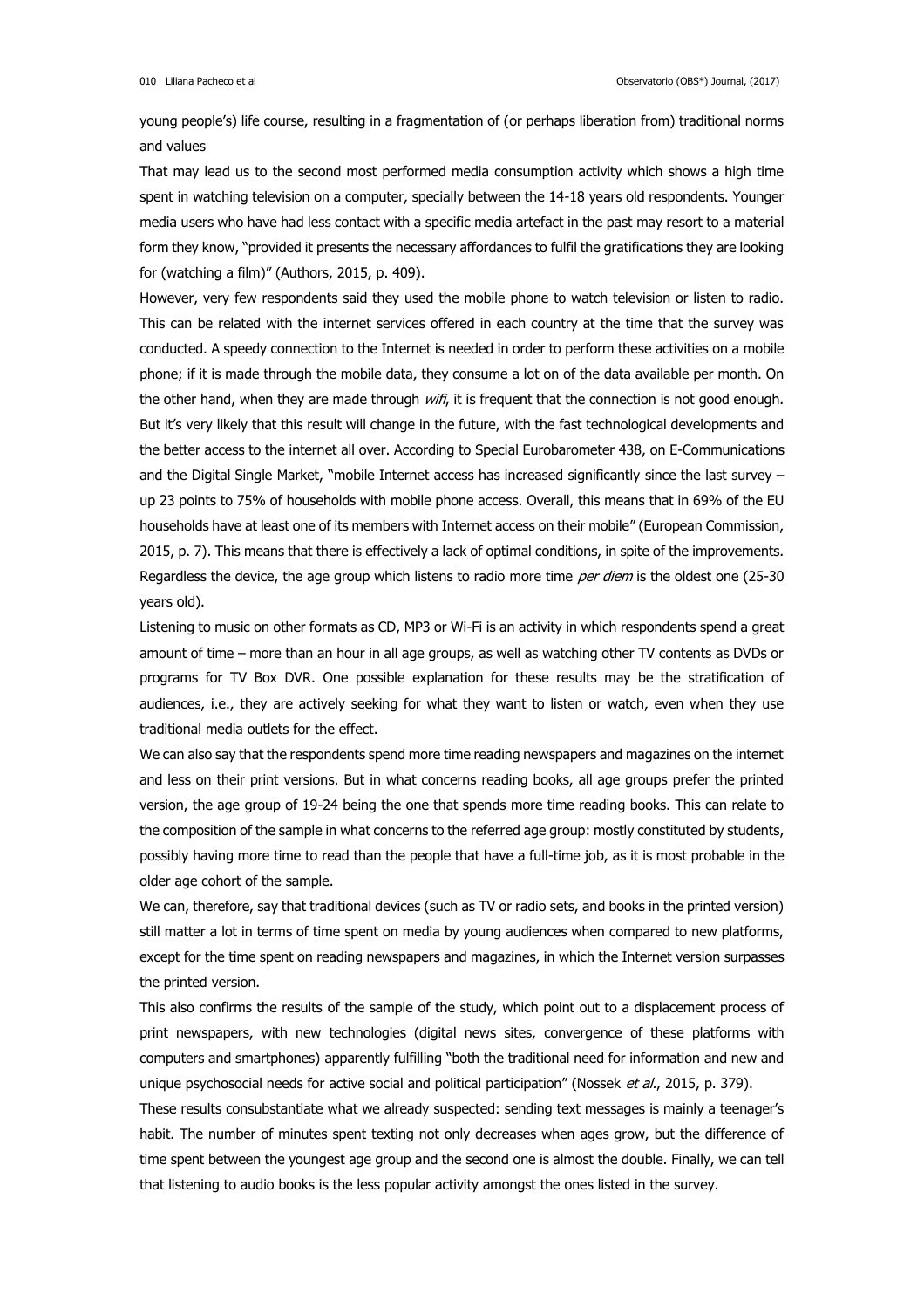young people's) life course, resulting in a fragmentation of (or perhaps liberation from) traditional norms and values

That may lead us to the second most performed media consumption activity which shows a high time spent in watching television on a computer, specially between the 14-18 years old respondents. Younger media users who have had less contact with a specific media artefact in the past may resort to a material form they know, "provided it presents the necessary affordances to fulfil the gratifications they are looking for (watching a film)" (Authors, 2015, p. 409).

However, very few respondents said they used the mobile phone to watch television or listen to radio. This can be related with the internet services offered in each country at the time that the survey was conducted. A speedy connection to the Internet is needed in order to perform these activities on a mobile phone; if it is made through the mobile data, they consume a lot on of the data available per month. On the other hand, when they are made through *wifi*, it is frequent that the connection is not good enough. But it's very likely that this result will change in the future, with the fast technological developments and the better access to the internet all over. According to Special Eurobarometer 438, on E-Communications and the Digital Single Market, "mobile Internet access has increased significantly since the last survey – up 23 points to 75% of households with mobile phone access. Overall, this means that in 69% of the EU households have at least one of its members with Internet access on their mobile" (European Commission, 2015, p. 7). This means that there is effectively a lack of optimal conditions, in spite of the improvements. Regardless the device, the age group which listens to radio more time *per diem* is the oldest one (25-30 years old).

Listening to music on other formats as CD, MP3 or Wi-Fi is an activity in which respondents spend a great amount of time – more than an hour in all age groups, as well as watching other TV contents as DVDs or programs for TV Box DVR. One possible explanation for these results may be the stratification of audiences, i.e., they are actively seeking for what they want to listen or watch, even when they use traditional media outlets for the effect.

We can also say that the respondents spend more time reading newspapers and magazines on the internet and less on their print versions. But in what concerns reading books, all age groups prefer the printed version, the age group of 19-24 being the one that spends more time reading books. This can relate to the composition of the sample in what concerns to the referred age group: mostly constituted by students, possibly having more time to read than the people that have a full-time job, as it is most probable in the older age cohort of the sample.

We can, therefore, say that traditional devices (such as TV or radio sets, and books in the printed version) still matter a lot in terms of time spent on media by young audiences when compared to new platforms, except for the time spent on reading newspapers and magazines, in which the Internet version surpasses the printed version.

This also confirms the results of the sample of the study, which point out to a displacement process of print newspapers, with new technologies (digital news sites, convergence of these platforms with computers and smartphones) apparently fulfilling "both the traditional need for information and new and unique psychosocial needs for active social and political participation" (Nossek *et al.*, 2015, p. 379).

These results consubstantiate what we already suspected: sending text messages is mainly a teenager's habit. The number of minutes spent texting not only decreases when ages grow, but the difference of time spent between the youngest age group and the second one is almost the double. Finally, we can tell that listening to audio books is the less popular activity amongst the ones listed in the survey.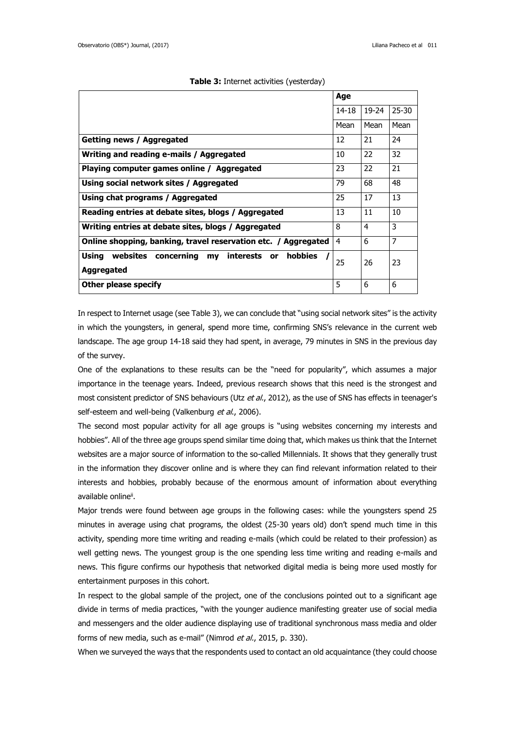**Table 3:** Internet activities (yesterday)

| | Age | | |
|---|---|---|---|
| | 14-18 | 19-24 | 25-30 |
| | Mean | Mean | Mean |
| **Getting news / Aggregated** | 12 | 21 | 24 |
| **Writing and reading e-mails / Aggregated** | 10 | 22 | 32 |
| **Playing computer games online / Aggregated** | 23 | 22 | 21 |
| **Using social network sites / Aggregated** | 79 | 68 | 48 |
| **Using chat programs / Aggregated** | 25 | 17 | 13 |
| **Reading entries at debate sites, blogs / Aggregated** | 13 | 11 | 10 |
| **Writing entries at debate sites, blogs / Aggregated** | 8 | 4 | 3 |
| **Online shopping, banking, travel reservation etc. / Aggregated** | 4 | 6 | 7 |
| **Using websites concerning my interests or hobbies / Aggregated** | 25 | 26 | 23 |
| **Other please specify** | 5 | 6 | 6 |

In respect to Internet usage (see Table 3), we can conclude that "using social network sites" is the activity in which the youngsters, in general, spend more time, confirming SNS's relevance in the current web landscape. The age group 14-18 said they had spent, in average, 79 minutes in SNS in the previous day of the survey.

One of the explanations to these results can be the "need for popularity", which assumes a major importance in the teenage years. Indeed, previous research shows that this need is the strongest and most consistent predictor of SNS behaviours (Utz *et al.*, 2012), as the use of SNS has effects in teenager's self-esteem and well-being (Valkenburg *et al.*, 2006).

The second most popular activity for all age groups is "using websites concerning my interests and hobbies". All of the three age groups spend similar time doing that, which makes us think that the Internet websites are a major source of information to the so-called Millennials. It shows that they generally trust in the information they discover online and is where they can find relevant information related to their interests and hobbies, probably because of the enormous amount of information about everything available online[ii].

Major trends were found between age groups in the following cases: while the youngsters spend 25 minutes in average using chat programs, the oldest (25-30 years old) don't spend much time in this activity, spending more time writing and reading e-mails (which could be related to their profession) as well getting news. The youngest group is the one spending less time writing and reading e-mails and news. This figure confirms our hypothesis that networked digital media is being more used mostly for entertainment purposes in this cohort.

In respect to the global sample of the project, one of the conclusions pointed out to a significant age divide in terms of media practices, "with the younger audience manifesting greater use of social media and messengers and the older audience displaying use of traditional synchronous mass media and older forms of new media, such as e-mail" (Nimrod *et al.*, 2015, p. 330).

When we surveyed the ways that the respondents used to contact an old acquaintance (they could choose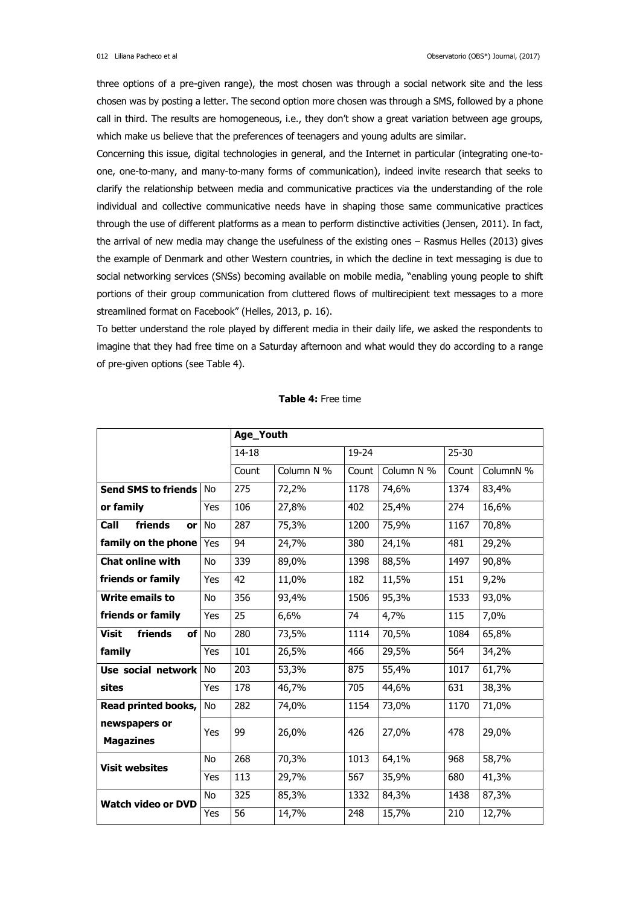three options of a pre-given range), the most chosen was through a social network site and the less chosen was by posting a letter. The second option more chosen was through a SMS, followed by a phone call in third. The results are homogeneous, i.e., they don't show a great variation between age groups, which make us believe that the preferences of teenagers and young adults are similar.

Concerning this issue, digital technologies in general, and the Internet in particular (integrating one-to-one, one-to-many, and many-to-many forms of communication), indeed invite research that seeks to clarify the relationship between media and communicative practices via the understanding of the role individual and collective communicative needs have in shaping those same communicative practices through the use of different platforms as a mean to perform distinctive activities (Jensen, 2011). In fact, the arrival of new media may change the usefulness of the existing ones – Rasmus Helles (2013) gives the example of Denmark and other Western countries, in which the decline in text messaging is due to social networking services (SNSs) becoming available on mobile media, "enabling young people to shift portions of their group communication from cluttered flows of multirecipient text messages to a more streamlined format on Facebook" (Helles, 2013, p. 16).

To better understand the role played by different media in their daily life, we asked the respondents to imagine that they had free time on a Saturday afternoon and what would they do according to a range of pre-given options (see Table 4).

**Table 4:** Free time

| | | **Age_Youth** | | | | | |
|---|---|---|---|---|---|---|---|
| | | 14-18 | | 19-24 | | 25-30 | |
| | | Count | Column N % | Count | Column N % | Count | ColumnN % |
| **Send SMS to friends or family** | No | 275 | 72,2% | 1178 | 74,6% | 1374 | 83,4% |
| | Yes | 106 | 27,8% | 402 | 25,4% | 274 | 16,6% |
| **Call friends or family on the phone** | No | 287 | 75,3% | 1200 | 75,9% | 1167 | 70,8% |
| | Yes | 94 | 24,7% | 380 | 24,1% | 481 | 29,2% |
| **Chat online with friends or family** | No | 339 | 89,0% | 1398 | 88,5% | 1497 | 90,8% |
| | Yes | 42 | 11,0% | 182 | 11,5% | 151 | 9,2% |
| **Write emails to friends or family** | No | 356 | 93,4% | 1506 | 95,3% | 1533 | 93,0% |
| | Yes | 25 | 6,6% | 74 | 4,7% | 115 | 7,0% |
| **Visit friends of family** | No | 280 | 73,5% | 1114 | 70,5% | 1084 | 65,8% |
| | Yes | 101 | 26,5% | 466 | 29,5% | 564 | 34,2% |
| **Use social network sites** | No | 203 | 53,3% | 875 | 55,4% | 1017 | 61,7% |
| | Yes | 178 | 46,7% | 705 | 44,6% | 631 | 38,3% |
| **Read printed books, newspapers or Magazines** | No | 282 | 74,0% | 1154 | 73,0% | 1170 | 71,0% |
| | Yes | 99 | 26,0% | 426 | 27,0% | 478 | 29,0% |
| **Visit websites** | No | 268 | 70,3% | 1013 | 64,1% | 968 | 58,7% |
| | Yes | 113 | 29,7% | 567 | 35,9% | 680 | 41,3% |
| **Watch video or DVD** | No | 325 | 85,3% | 1332 | 84,3% | 1438 | 87,3% |
| | Yes | 56 | 14,7% | 248 | 15,7% | 210 | 12,7% |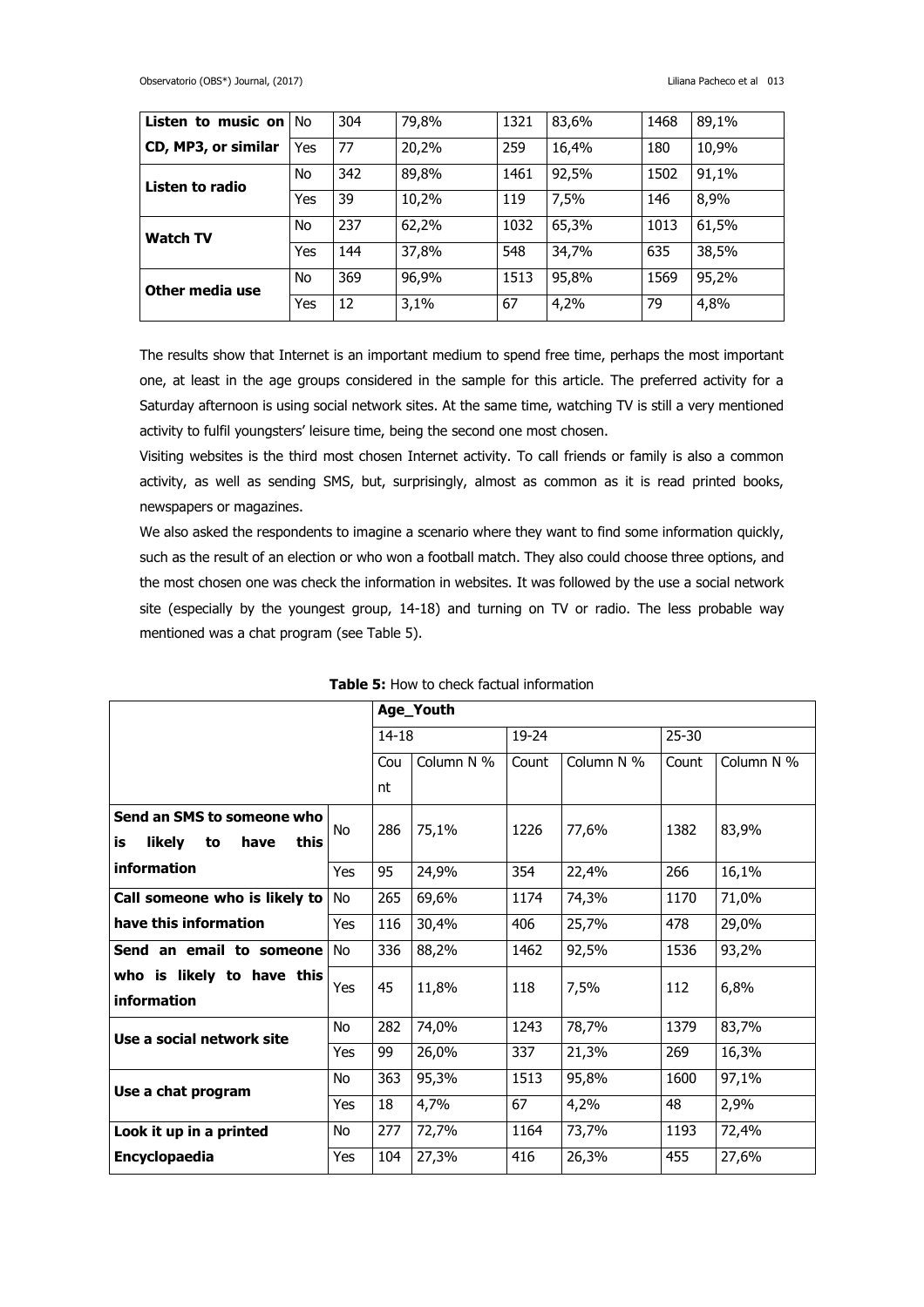| Listen to music on CD, MP3, or similar | No | 304 | 79,8% | 1321 | 83,6% | 1468 | 89,1% |
|---|---|---|---|---|---|---|---|
| | Yes | 77 | 20,2% | 259 | 16,4% | 180 | 10,9% |
| **Listen to radio** | No | 342 | 89,8% | 1461 | 92,5% | 1502 | 91,1% |
| | Yes | 39 | 10,2% | 119 | 7,5% | 146 | 8,9% |
| **Watch TV** | No | 237 | 62,2% | 1032 | 65,3% | 1013 | 61,5% |
| | Yes | 144 | 37,8% | 548 | 34,7% | 635 | 38,5% |
| **Other media use** | No | 369 | 96,9% | 1513 | 95,8% | 1569 | 95,2% |
| | Yes | 12 | 3,1% | 67 | 4,2% | 79 | 4,8% |

The results show that Internet is an important medium to spend free time, perhaps the most important one, at least in the age groups considered in the sample for this article. The preferred activity for a Saturday afternoon is using social network sites. At the same time, watching TV is still a very mentioned activity to fulfil youngsters' leisure time, being the second one most chosen.

Visiting websites is the third most chosen Internet activity. To call friends or family is also a common activity, as well as sending SMS, but, surprisingly, almost as common as it is read printed books, newspapers or magazines.

We also asked the respondents to imagine a scenario where they want to find some information quickly, such as the result of an election or who won a football match. They also could choose three options, and the most chosen one was check the information in websites. It was followed by the use a social network site (especially by the youngest group, 14-18) and turning on TV or radio. The less probable way mentioned was a chat program (see Table 5).

**Table 5:** How to check factual information

| | | Age_Youth | | | | | |
|---|---|---|---|---|---|---|---|
| | | 14-18 | | 19-24 | | 25-30 | |
| | | Count | Column N % | Count | Column N % | Count | Column N % |
| **Send an SMS to someone who is likely to have this information** | No | 286 | 75,1% | 1226 | 77,6% | 1382 | 83,9% |
| | Yes | 95 | 24,9% | 354 | 22,4% | 266 | 16,1% |
| **Call someone who is likely to have this information** | No | 265 | 69,6% | 1174 | 74,3% | 1170 | 71,0% |
| | Yes | 116 | 30,4% | 406 | 25,7% | 478 | 29,0% |
| **Send an email to someone who is likely to have this information** | No | 336 | 88,2% | 1462 | 92,5% | 1536 | 93,2% |
| | Yes | 45 | 11,8% | 118 | 7,5% | 112 | 6,8% |
| **Use a social network site** | No | 282 | 74,0% | 1243 | 78,7% | 1379 | 83,7% |
| | Yes | 99 | 26,0% | 337 | 21,3% | 269 | 16,3% |
| **Use a chat program** | No | 363 | 95,3% | 1513 | 95,8% | 1600 | 97,1% |
| | Yes | 18 | 4,7% | 67 | 4,2% | 48 | 2,9% |
| **Look it up in a printed Encyclopaedia** | No | 277 | 72,7% | 1164 | 73,7% | 1193 | 72,4% |
| | Yes | 104 | 27,3% | 416 | 26,3% | 455 | 27,6% |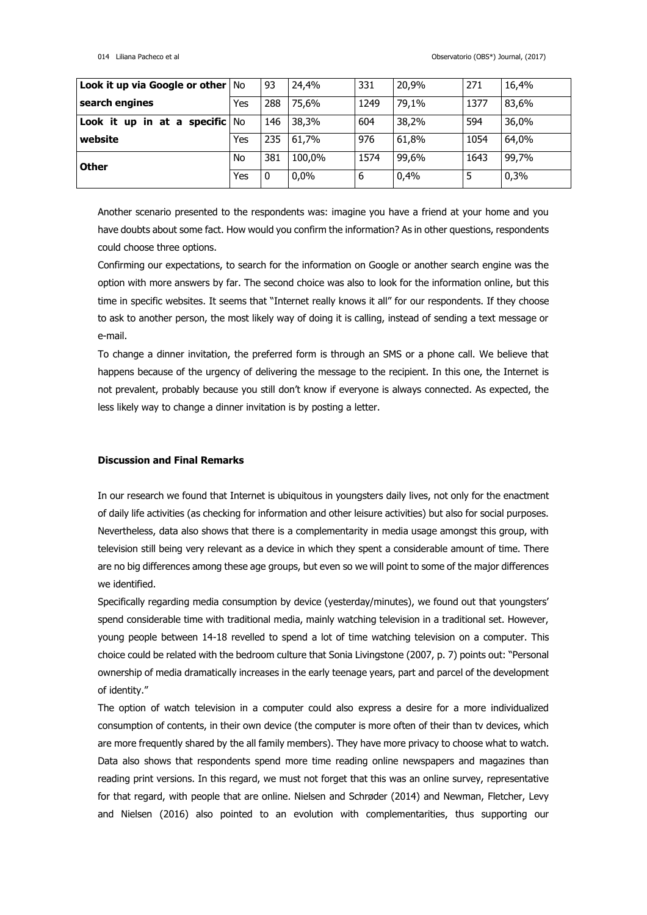| | | | | | | | |
|---|---|---|---|---|---|---|---|
| **Look it up via Google or other search engines** | No | 93 | 24,4% | 331 | 20,9% | 271 | 16,4% |
| | Yes | 288 | 75,6% | 1249 | 79,1% | 1377 | 83,6% |
| **Look it up in at a specific website** | No | 146 | 38,3% | 604 | 38,2% | 594 | 36,0% |
| | Yes | 235 | 61,7% | 976 | 61,8% | 1054 | 64,0% |
| **Other** | No | 381 | 100,0% | 1574 | 99,6% | 1643 | 99,7% |
| | Yes | 0 | 0,0% | 6 | 0,4% | 5 | 0,3% |

Another scenario presented to the respondents was: imagine you have a friend at your home and you have doubts about some fact. How would you confirm the information? As in other questions, respondents could choose three options.

Confirming our expectations, to search for the information on Google or another search engine was the option with more answers by far. The second choice was also to look for the information online, but this time in specific websites. It seems that "Internet really knows it all" for our respondents. If they choose to ask to another person, the most likely way of doing it is calling, instead of sending a text message or e-mail.

To change a dinner invitation, the preferred form is through an SMS or a phone call. We believe that happens because of the urgency of delivering the message to the recipient. In this one, the Internet is not prevalent, probably because you still don't know if everyone is always connected. As expected, the less likely way to change a dinner invitation is by posting a letter.

**Discussion and Final Remarks**

In our research we found that Internet is ubiquitous in youngsters daily lives, not only for the enactment of daily life activities (as checking for information and other leisure activities) but also for social purposes. Nevertheless, data also shows that there is a complementarity in media usage amongst this group, with television still being very relevant as a device in which they spent a considerable amount of time. There are no big differences among these age groups, but even so we will point to some of the major differences we identified.

Specifically regarding media consumption by device (yesterday/minutes), we found out that youngsters' spend considerable time with traditional media, mainly watching television in a traditional set. However, young people between 14-18 revelled to spend a lot of time watching television on a computer. This choice could be related with the bedroom culture that Sonia Livingstone (2007, p. 7) points out: "Personal ownership of media dramatically increases in the early teenage years, part and parcel of the development of identity."

The option of watch television in a computer could also express a desire for a more individualized consumption of contents, in their own device (the computer is more often of their than tv devices, which are more frequently shared by the all family members). They have more privacy to choose what to watch. Data also shows that respondents spend more time reading online newspapers and magazines than reading print versions. In this regard, we must not forget that this was an online survey, representative for that regard, with people that are online. Nielsen and Schrøder (2014) and Newman, Fletcher, Levy and Nielsen (2016) also pointed to an evolution with complementarities, thus supporting our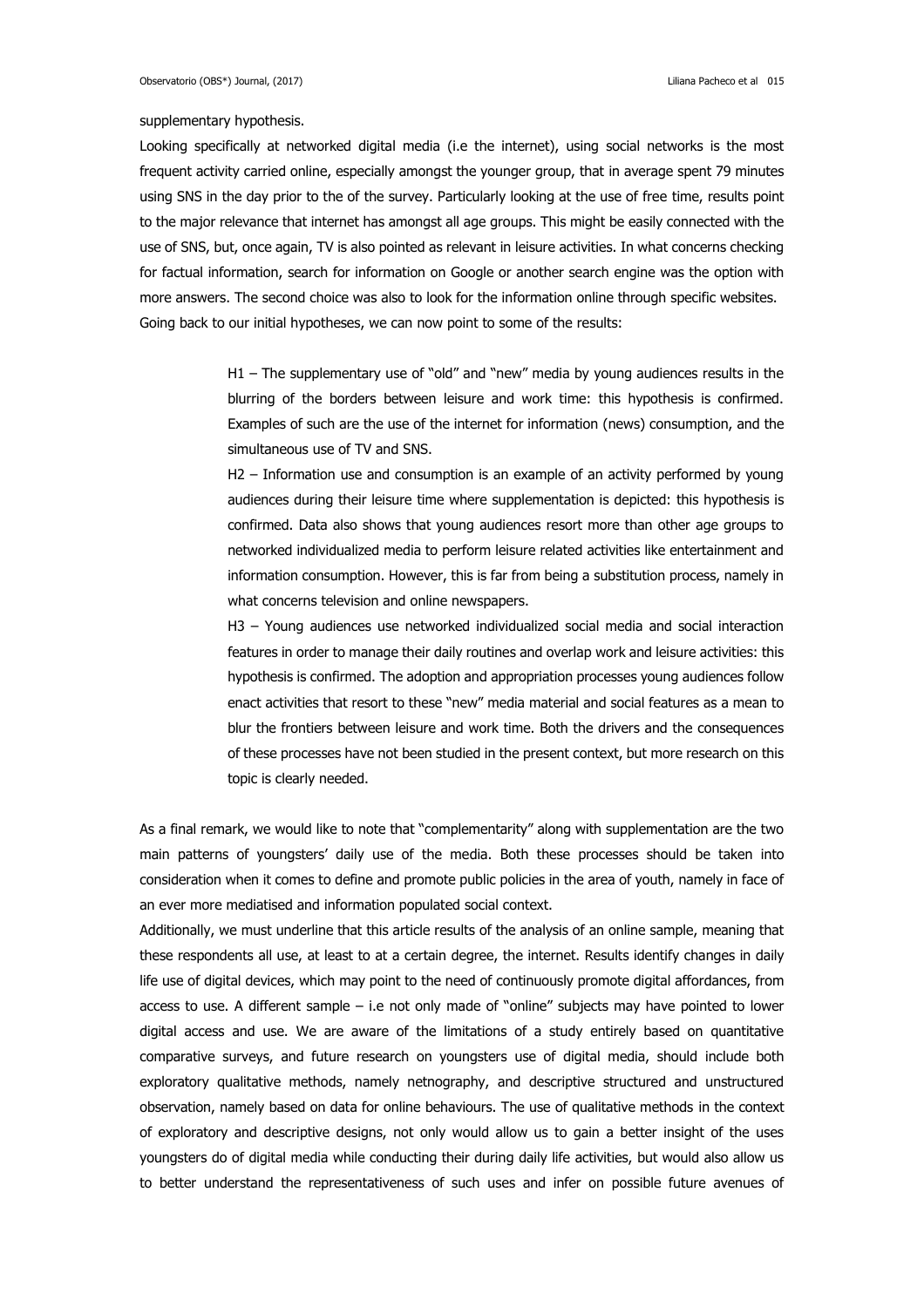supplementary hypothesis.

Looking specifically at networked digital media (i.e the internet), using social networks is the most frequent activity carried online, especially amongst the younger group, that in average spent 79 minutes using SNS in the day prior to the of the survey. Particularly looking at the use of free time, results point to the major relevance that internet has amongst all age groups. This might be easily connected with the use of SNS, but, once again, TV is also pointed as relevant in leisure activities. In what concerns checking for factual information, search for information on Google or another search engine was the option with more answers. The second choice was also to look for the information online through specific websites.

Going back to our initial hypotheses, we can now point to some of the results:

> H1 – The supplementary use of "old" and "new" media by young audiences results in the blurring of the borders between leisure and work time: this hypothesis is confirmed. Examples of such are the use of the internet for information (news) consumption, and the simultaneous use of TV and SNS.
>
> H2 – Information use and consumption is an example of an activity performed by young audiences during their leisure time where supplementation is depicted: this hypothesis is confirmed. Data also shows that young audiences resort more than other age groups to networked individualized media to perform leisure related activities like entertainment and information consumption. However, this is far from being a substitution process, namely in what concerns television and online newspapers.
>
> H3 – Young audiences use networked individualized social media and social interaction features in order to manage their daily routines and overlap work and leisure activities: this hypothesis is confirmed. The adoption and appropriation processes young audiences follow enact activities that resort to these "new" media material and social features as a mean to blur the frontiers between leisure and work time. Both the drivers and the consequences of these processes have not been studied in the present context, but more research on this topic is clearly needed.

As a final remark, we would like to note that "complementarity" along with supplementation are the two main patterns of youngsters' daily use of the media. Both these processes should be taken into consideration when it comes to define and promote public policies in the area of youth, namely in face of an ever more mediatised and information populated social context.

Additionally, we must underline that this article results of the analysis of an online sample, meaning that these respondents all use, at least to at a certain degree, the internet. Results identify changes in daily life use of digital devices, which may point to the need of continuously promote digital affordances, from access to use. A different sample – i.e not only made of "online" subjects may have pointed to lower digital access and use. We are aware of the limitations of a study entirely based on quantitative comparative surveys, and future research on youngsters use of digital media, should include both exploratory qualitative methods, namely netnography, and descriptive structured and unstructured observation, namely based on data for online behaviours. The use of qualitative methods in the context of exploratory and descriptive designs, not only would allow us to gain a better insight of the uses youngsters do of digital media while conducting their during daily life activities, but would also allow us to better understand the representativeness of such uses and infer on possible future avenues of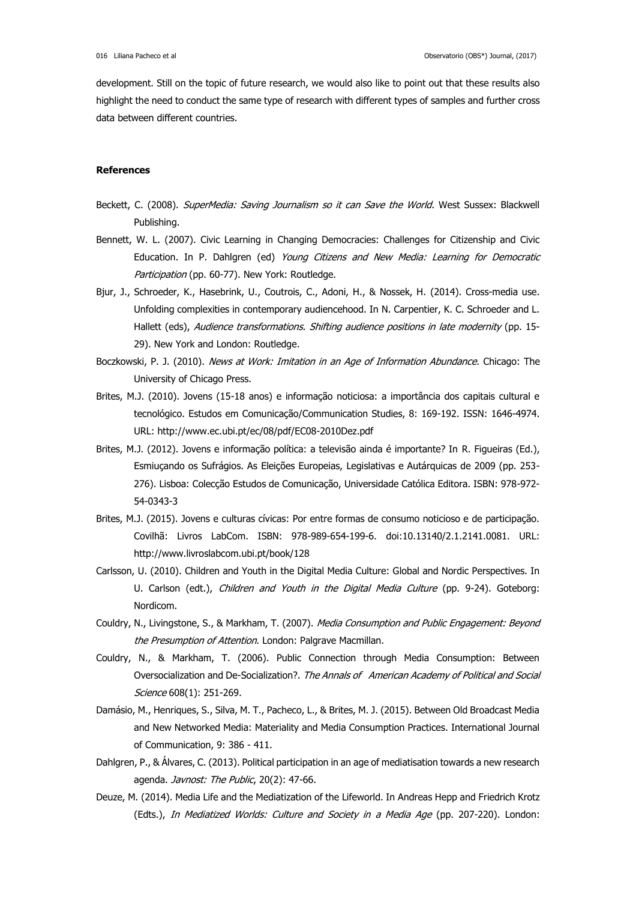development. Still on the topic of future research, we would also like to point out that these results also highlight the need to conduct the same type of research with different types of samples and further cross data between different countries.

**References**

Beckett, C. (2008). *SuperMedia: Saving Journalism so it can Save the World*. West Sussex: Blackwell Publishing.

Bennett, W. L. (2007). Civic Learning in Changing Democracies: Challenges for Citizenship and Civic Education. In P. Dahlgren (ed) *Young Citizens and New Media: Learning for Democratic Participation* (pp. 60-77). New York: Routledge.

Bjur, J., Schroeder, K., Hasebrink, U., Coutrois, C., Adoni, H., & Nossek, H. (2014). Cross-media use. Unfolding complexities in contemporary audiencehood. In N. Carpentier, K. C. Schroeder and L. Hallett (eds), *Audience transformations. Shifting audience positions in late modernity* (pp. 15-29). New York and London: Routledge.

Boczkowski, P. J. (2010). *News at Work: Imitation in an Age of Information Abundance*. Chicago: The University of Chicago Press.

Brites, M.J. (2010). Jovens (15-18 anos) e informação noticiosa: a importância dos capitais cultural e tecnológico. Estudos em Comunicação/Communication Studies, 8: 169-192. ISSN: 1646-4974. URL: http://www.ec.ubi.pt/ec/08/pdf/EC08-2010Dez.pdf

Brites, M.J. (2012). Jovens e informação política: a televisão ainda é importante? In R. Figueiras (Ed.), Esmiuçando os Sufrágios. As Eleições Europeias, Legislativas e Autárquicas de 2009 (pp. 253-276). Lisboa: Colecção Estudos de Comunicação, Universidade Católica Editora. ISBN: 978-972-54-0343-3

Brites, M.J. (2015). Jovens e culturas cívicas: Por entre formas de consumo noticioso e de participação. Covilhã: Livros LabCom. ISBN: 978-989-654-199-6. doi:10.13140/2.1.2141.0081. URL: http://www.livroslabcom.ubi.pt/book/128

Carlsson, U. (2010). Children and Youth in the Digital Media Culture: Global and Nordic Perspectives. In U. Carlson (edt.), *Children and Youth in the Digital Media Culture* (pp. 9-24). Goteborg: Nordicom.

Couldry, N., Livingstone, S., & Markham, T. (2007). *Media Consumption and Public Engagement: Beyond the Presumption of Attention*. London: Palgrave Macmillan.

Couldry, N., & Markham, T. (2006). Public Connection through Media Consumption: Between Oversocialization and De-Socialization?. *The Annals of American Academy of Political and Social Science* 608(1): 251-269.

Damásio, M., Henriques, S., Silva, M. T., Pacheco, L., & Brites, M. J. (2015). Between Old Broadcast Media and New Networked Media: Materiality and Media Consumption Practices. International Journal of Communication, 9: 386 - 411.

Dahlgren, P., & Álvares, C. (2013). Political participation in an age of mediatisation towards a new research agenda. *Javnost: The Public*, 20(2): 47-66.

Deuze, M. (2014). Media Life and the Mediatization of the Lifeworld. In Andreas Hepp and Friedrich Krotz (Edts.), *In Mediatized Worlds: Culture and Society in a Media Age* (pp. 207-220). London: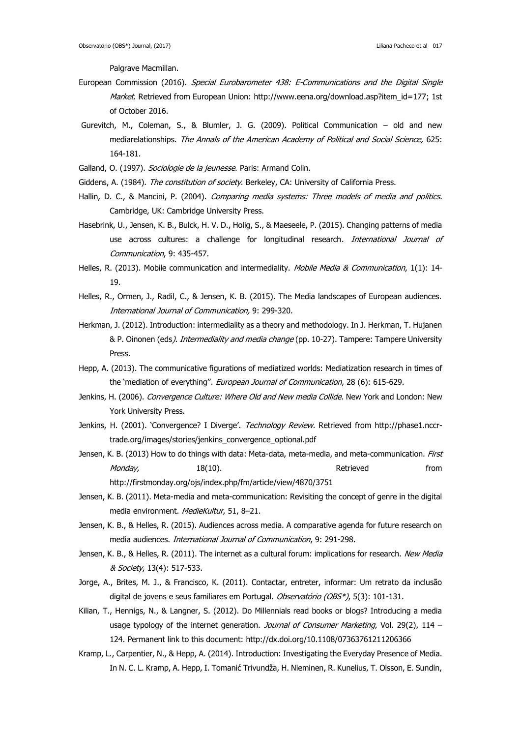Palgrave Macmillan.

European Commission (2016). *Special Eurobarometer 438: E-Communications and the Digital Single Market*. Retrieved from European Union: http://www.eena.org/download.asp?item_id=177; 1st of October 2016.

Gurevitch, M., Coleman, S., & Blumler, J. G. (2009). Political Communication – old and new mediarelationships. *The Annals of the American Academy of Political and Social Science,* 625: 164-181.

Galland, O. (1997). *Sociologie de la jeunesse*. Paris: Armand Colin.

Giddens, A. (1984). *The constitution of society*. Berkeley, CA: University of California Press.

Hallin, D. C., & Mancini, P. (2004). *Comparing media systems: Three models of media and politics.* Cambridge, UK: Cambridge University Press.

Hasebrink, U., Jensen, K. B., Bulck, H. V. D., Holig, S., & Maeseele, P. (2015). Changing patterns of media use across cultures: a challenge for longitudinal research. *International Journal of Communication*, 9: 435-457.

Helles, R. (2013). Mobile communication and intermediality. *Mobile Media & Communication*, 1(1): 14-19.

Helles, R., Ormen, J., Radil, C., & Jensen, K. B. (2015). The Media landscapes of European audiences. *International Journal of Communication,* 9: 299-320.

Herkman, J. (2012). Introduction: intermediality as a theory and methodology. In J. Herkman, T. Hujanen & P. Oinonen (eds*). Intermediality and media change* (pp. 10-27). Tampere: Tampere University Press.

Hepp, A. (2013). The communicative figurations of mediatized worlds: Mediatization research in times of the 'mediation of everything''. *European Journal of Communication*, 28 (6): 615-629.

Jenkins, H. (2006). *Convergence Culture: Where Old and New media Collide*. New York and London: New York University Press.

Jenkins, H. (2001). 'Convergence? I Diverge'. *Technology Review.* Retrieved from http://phase1.nccr-trade.org/images/stories/jenkins_convergence_optional.pdf

Jensen, K. B. (2013) How to do things with data: Meta-data, meta-media, and meta-communication. *First Monday,* 18(10). Retrieved from http://firstmonday.org/ojs/index.php/fm/article/view/4870/3751

Jensen, K. B. (2011). Meta-media and meta-communication: Revisiting the concept of genre in the digital media environment. *MedieKultur*, 51, 8–21.

Jensen, K. B., & Helles, R. (2015). Audiences across media. A comparative agenda for future research on media audiences. *International Journal of Communication*, 9: 291-298.

Jensen, K. B., & Helles, R. (2011). The internet as a cultural forum: implications for research. *New Media & Society*, 13(4): 517-533.

Jorge, A., Brites, M. J., & Francisco, K. (2011). Contactar, entreter, informar: Um retrato da inclusão digital de jovens e seus familiares em Portugal. *Observatório (OBS\*)*, 5(3): 101-131.

Kilian, T., Hennigs, N., & Langner, S. (2012). Do Millennials read books or blogs? Introducing a media usage typology of the internet generation. *Journal of Consumer Marketing*, Vol. 29(2), 114 – 124. Permanent link to this document: http://dx.doi.org/10.1108/07363761211206366

Kramp, L., Carpentier, N., & Hepp, A. (2014). Introduction: Investigating the Everyday Presence of Media. In N. C. L. Kramp, A. Hepp, I. Tomanić Trivundža, H. Nieminen, R. Kunelius, T. Olsson, E. Sundin,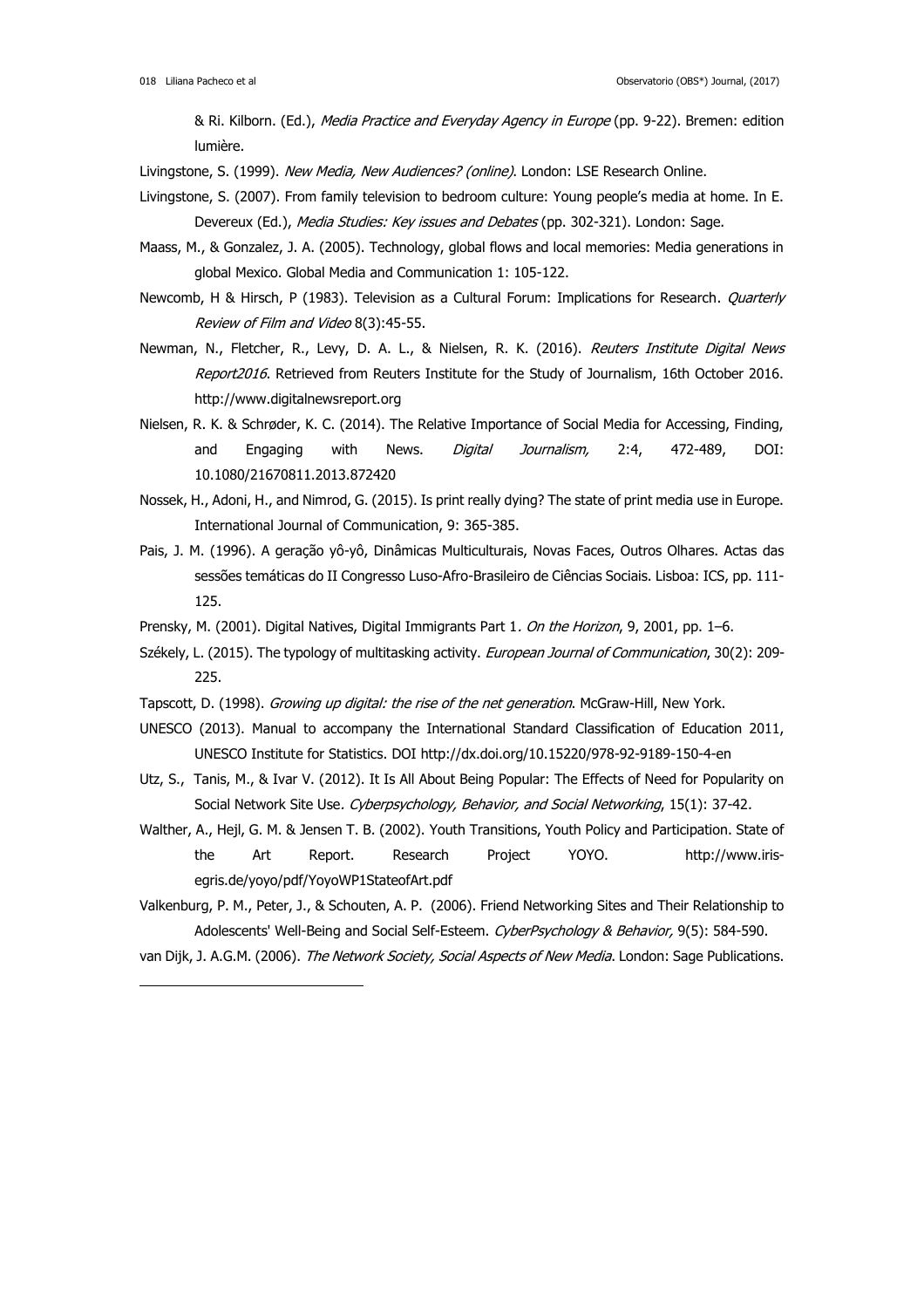& Ri. Kilborn. (Ed.), *Media Practice and Everyday Agency in Europe* (pp. 9-22). Bremen: edition lumière.

Livingstone, S. (1999). *New Media, New Audiences? (online)*. London: LSE Research Online.

Livingstone, S. (2007). From family television to bedroom culture: Young people's media at home. In E. Devereux (Ed.), *Media Studies: Key issues and Debates* (pp. 302-321). London: Sage.

Maass, M., & Gonzalez, J. A. (2005). Technology, global flows and local memories: Media generations in global Mexico. Global Media and Communication 1: 105-122.

Newcomb, H & Hirsch, P (1983). Television as a Cultural Forum: Implications for Research. *Quarterly Review of Film and Video* 8(3):45-55.

Newman, N., Fletcher, R., Levy, D. A. L., & Nielsen, R. K. (2016). *Reuters Institute Digital News Report2016*. Retrieved from Reuters Institute for the Study of Journalism, 16th October 2016. http://www.digitalnewsreport.org

Nielsen, R. K. & Schrøder, K. C. (2014). The Relative Importance of Social Media for Accessing, Finding, and Engaging with News. *Digital Journalism,* 2:4, 472-489, DOI: 10.1080/21670811.2013.872420

Nossek, H., Adoni, H., and Nimrod, G. (2015). Is print really dying? The state of print media use in Europe. International Journal of Communication, 9: 365-385.

Pais, J. M. (1996). A geração yô-yô, Dinâmicas Multiculturais, Novas Faces, Outros Olhares. Actas das sessões temáticas do II Congresso Luso-Afro-Brasileiro de Ciências Sociais. Lisboa: ICS, pp. 111-125.

Prensky, M. (2001). Digital Natives, Digital Immigrants Part 1. *On the Horizon*, 9, 2001, pp. 1–6.

Székely, L. (2015). The typology of multitasking activity. *European Journal of Communication*, 30(2): 209-225.

Tapscott, D. (1998). *Growing up digital: the rise of the net generation*. McGraw-Hill, New York.

UNESCO (2013). Manual to accompany the International Standard Classification of Education 2011, UNESCO Institute for Statistics. DOI http://dx.doi.org/10.15220/978-92-9189-150-4-en

Utz, S., Tanis, M., & Ivar V. (2012). It Is All About Being Popular: The Effects of Need for Popularity on Social Network Site Use. *Cyberpsychology, Behavior, and Social Networking*, 15(1): 37-42.

Walther, A., Hejl, G. M. & Jensen T. B. (2002). Youth Transitions, Youth Policy and Participation. State of the Art Report. Research Project YOYO. http://www.iris-egris.de/yoyo/pdf/YoyoWP1StateofArt.pdf

Valkenburg, P. M., Peter, J., & Schouten, A. P. (2006). Friend Networking Sites and Their Relationship to Adolescents' Well-Being and Social Self-Esteem. *CyberPsychology & Behavior,* 9(5): 584-590.

van Dijk, J. A.G.M. (2006). *The Network Society, Social Aspects of New Media*. London: Sage Publications.